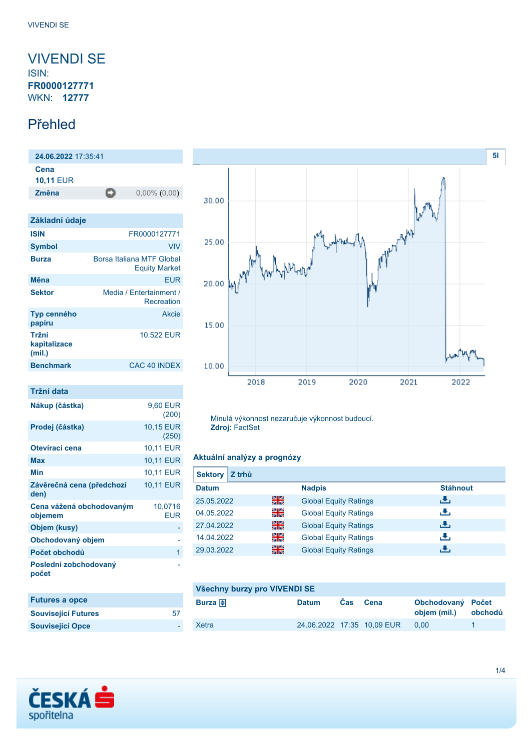# VIVENDI SE

ISIN: **FR0000127771**

WKN: **12777**

## Přehled

| **24.06.2022** 17:35:41 | |
|---|---|
| **Cena** | |
| **10,11** EUR | |
| **Změna** | 0,00% (0,00) |

| Základní údaje | |
|---|---|
| **ISIN** | FR0000127771 |
| **Symbol** | VIV |
| **Burza** | Borsa Italiana MTF Global Equity Market |
| **Měna** | EUR |
| **Sektor** | Media / Entertainment / Recreation |
| **Typ cenného papíru** | Akcie |
| **Tržní kapitalizace (mil.)** | 10.522 EUR |
| **Benchmark** | CAC 40 INDEX |

| Tržní data | |
|---|---|
| **Nákup (částka)** | 9,60 EUR (200) |
| **Prodej (částka)** | 10,15 EUR (250) |
| **Otevírací cena** | 10,11 EUR |
| **Max** | 10,11 EUR |
| **Min** | 10,11 EUR |
| **Závěrečná cena (předchozí den)** | 10,11 EUR |
| **Cena vážená obchodovaným objemem** | 10,0716 EUR |
| **Objem (kusy)** | - |
| **Obchodovaný objem** | - |
| **Počet obchodů** | 1 |
| **Poslední zobchodovaný počet** | - |

| Futures a opce | |
|---|---|
| **Související Futures** | 57 |
| **Související Opce** | - |

Minulá výkonnost nezaručuje výkonnost budoucí.
**Zdroj:** FactSet

### Aktuální analýzy a prognózy

Sektory | Z trhů

| Datum | | Nadpis | Stáhnout |
|---|---|---|---|
| 25.05.2022 | | Global Equity Ratings | |
| 04.05.2022 | | Global Equity Ratings | |
| 27.04.2022 | | Global Equity Ratings | |
| 14.04.2022 | | Global Equity Ratings | |
| 29.03.2022 | | Global Equity Ratings | |

### Všechny burzy pro VIVENDI SE

| Burza | Datum | Čas | Cena | Obchodovaný objem (mil.) | Počet obchodů |
|---|---|---|---|---|---|
| Xetra | 24.06.2022 | 17:35 | 10,09 EUR | 0,00 | 1 |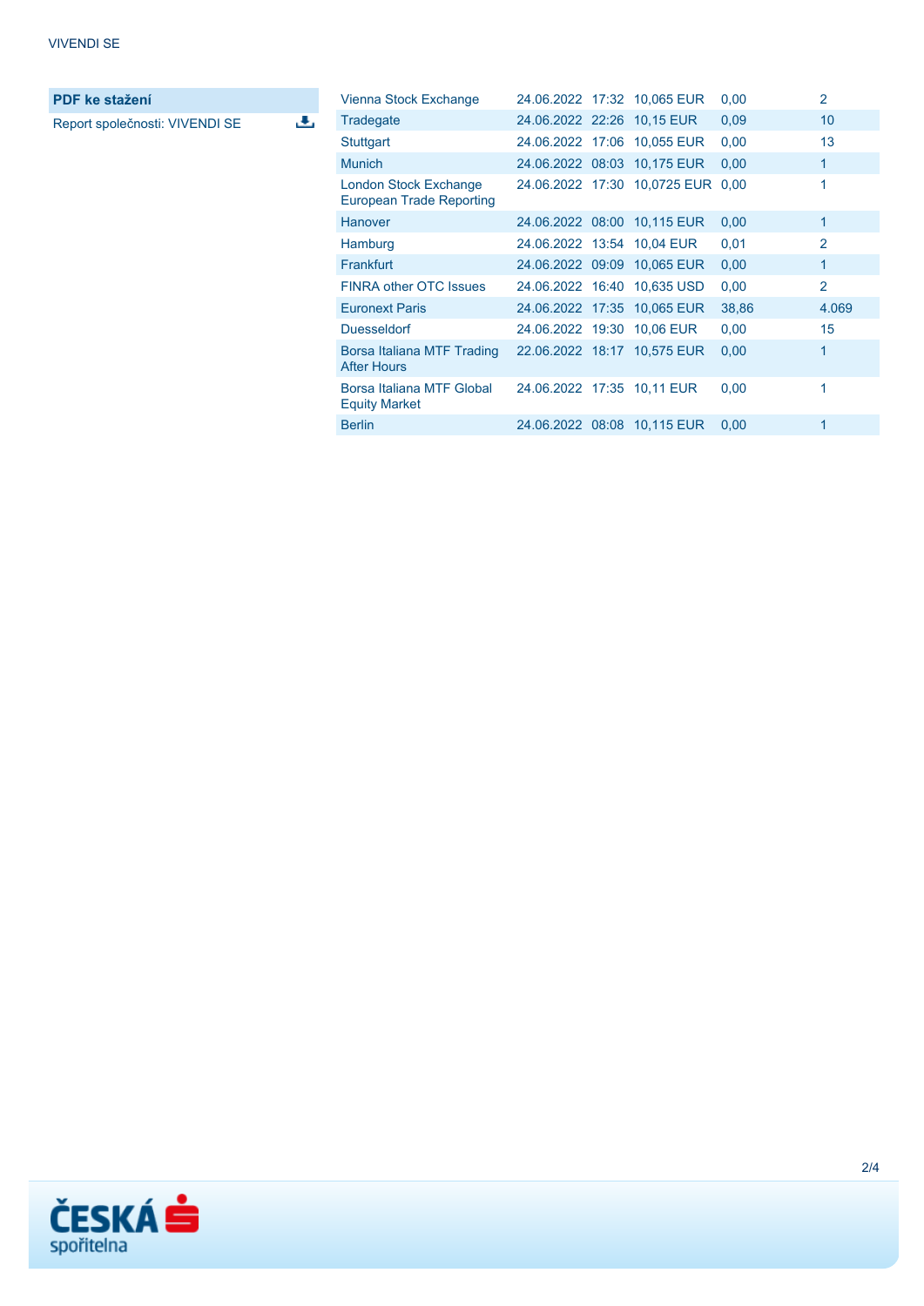**PDF ke stažení**

Report společnosti: VIVENDI SE

| | | | | | |
|---|---|---|---|---|---|
| Vienna Stock Exchange | 24.06.2022 | 17:32 | 10,065 EUR | 0,00 | 2 |
| Tradegate | 24.06.2022 | 22:26 | 10,15 EUR | 0,09 | 10 |
| Stuttgart | 24.06.2022 | 17:06 | 10,055 EUR | 0,00 | 13 |
| Munich | 24.06.2022 | 08:03 | 10,175 EUR | 0,00 | 1 |
| London Stock Exchange European Trade Reporting | 24.06.2022 | 17:30 | 10,0725 EUR | 0,00 | 1 |
| Hanover | 24.06.2022 | 08:00 | 10,115 EUR | 0,00 | 1 |
| Hamburg | 24.06.2022 | 13:54 | 10,04 EUR | 0,01 | 2 |
| Frankfurt | 24.06.2022 | 09:09 | 10,065 EUR | 0,00 | 1 |
| FINRA other OTC Issues | 24.06.2022 | 16:40 | 10,635 USD | 0,00 | 2 |
| Euronext Paris | 24.06.2022 | 17:35 | 10,065 EUR | 38,86 | 4.069 |
| Duesseldorf | 24.06.2022 | 19:30 | 10,06 EUR | 0,00 | 15 |
| Borsa Italiana MTF Trading After Hours | 22.06.2022 | 18:17 | 10,575 EUR | 0,00 | 1 |
| Borsa Italiana MTF Global Equity Market | 24.06.2022 | 17:35 | 10,11 EUR | 0,00 | 1 |
| Berlin | 24.06.2022 | 08:08 | 10,115 EUR | 0,00 | 1 |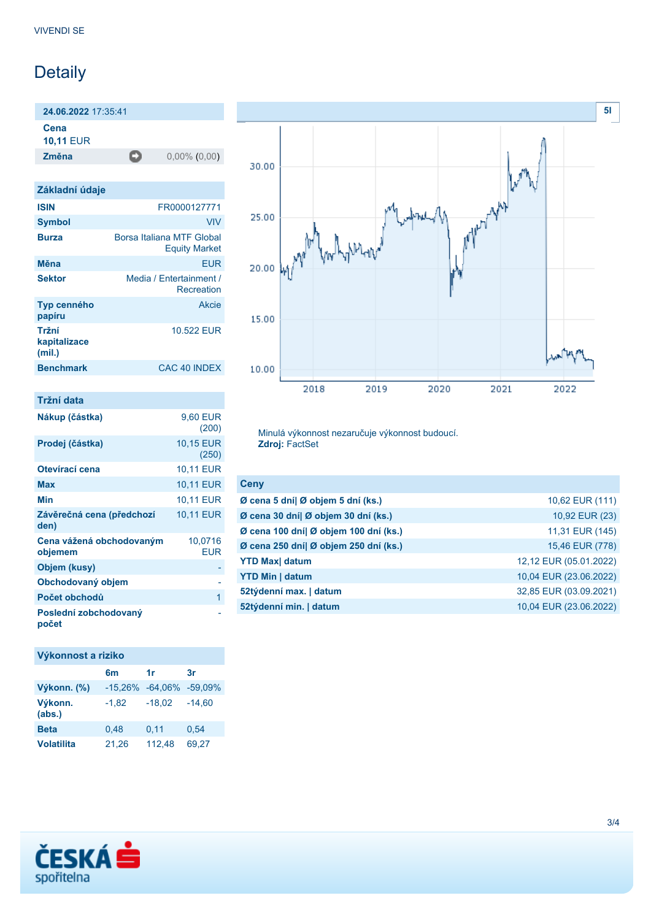VIVENDI SE

# Detaily

| 24.06.2022 17:35:41 | |
|---|---|
| **Cena** | |
| **10,11** EUR | |
| **Změna** | 0,00% (0,00) |

## Základní údaje

| | |
|---|---|
| **ISIN** | FR0000127771 |
| **Symbol** | VIV |
| **Burza** | Borsa Italiana MTF Global Equity Market |
| **Měna** | EUR |
| **Sektor** | Media / Entertainment / Recreation |
| **Typ cenného papíru** | Akcie |
| **Tržní kapitalizace (mil.)** | 10.522 EUR |
| **Benchmark** | CAC 40 INDEX |

## Tržní data

| | |
|---|---|
| **Nákup (částka)** | 9,60 EUR (200) |
| **Prodej (částka)** | 10,15 EUR (250) |
| **Otevírací cena** | 10,11 EUR |
| **Max** | 10,11 EUR |
| **Min** | 10,11 EUR |
| **Závěrečná cena (předchozí den)** | 10,11 EUR |
| **Cena vážená obchodovaným objemem** | 10,0716 EUR |
| **Objem (kusy)** | - |
| **Obchodovaný objem** | - |
| **Počet obchodů** | 1 |
| **Poslední zobchodovaný počet** | - |

## Výkonnost a riziko

| | 6m | 1r | 3r |
|---|---|---|---|
| **Výkonn. (%)** | -15,26% | -64,06% | -59,09% |
| **Výkonn. (abs.)** | -1,82 | -18,02 | -14,60 |
| **Beta** | 0,48 | 0,11 | 0,54 |
| **Volatilita** | 21,26 | 112,48 | 69,27 |

Minulá výkonnost nezaručuje výkonnost budoucí.
**Zdroj:** FactSet

## Ceny

| | |
|---|---|
| **Ø cena 5 dní\| Ø objem 5 dní (ks.)** | 10,62 EUR (111) |
| **Ø cena 30 dní\| Ø objem 30 dní (ks.)** | 10,92 EUR (23) |
| **Ø cena 100 dní\| Ø objem 100 dní (ks.)** | 11,31 EUR (145) |
| **Ø cena 250 dní\| Ø objem 250 dní (ks.)** | 15,46 EUR (778) |
| **YTD Max\| datum** | 12,12 EUR (05.01.2022) |
| **YTD Min \| datum** | 10,04 EUR (23.06.2022) |
| **52týdenní max. \| datum** | 32,85 EUR (03.09.2021) |
| **52týdenní min. \| datum** | 10,04 EUR (23.06.2022) |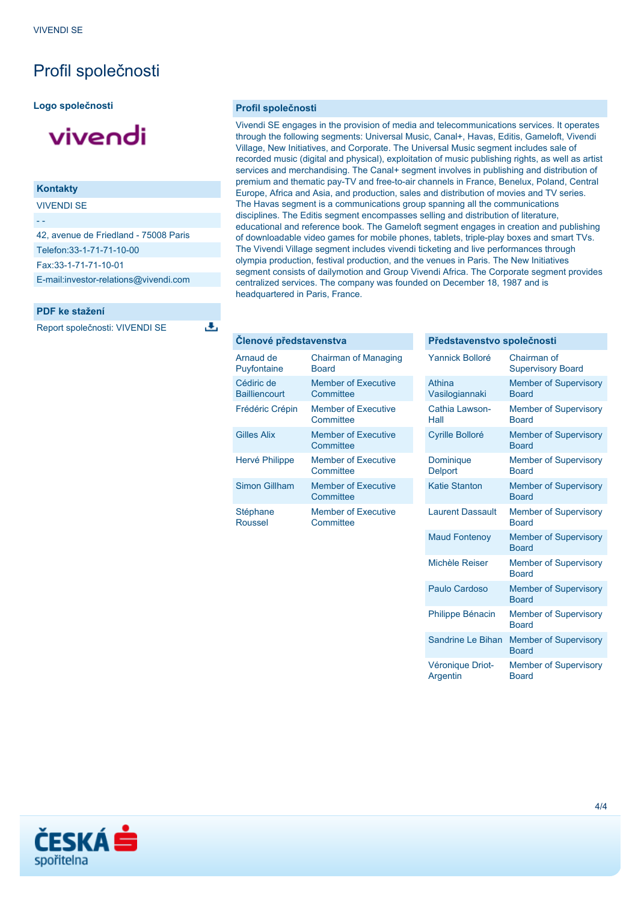# Profil společnosti

**Logo společnosti**

vivendi

## Kontakty

| |
|---|
| VIVENDI SE |
| - - |
| 42, avenue de Friedland - 75008 Paris |
| Telefon:33-1-71-71-10-00 |
| Fax:33-1-71-71-10-01 |
| E-mail:investor-relations@vivendi.com |

## PDF ke stažení

Report společnosti: VIVENDI SE

## Profil společnosti

Vivendi SE engages in the provision of media and telecommunications services. It operates through the following segments: Universal Music, Canal+, Havas, Editis, Gameloft, Vivendi Village, New Initiatives, and Corporate. The Universal Music segment includes sale of recorded music (digital and physical), exploitation of music publishing rights, as well as artist services and merchandising. The Canal+ segment involves in publishing and distribution of premium and thematic pay-TV and free-to-air channels in France, Benelux, Poland, Central Europe, Africa and Asia, and production, sales and distribution of movies and TV series. The Havas segment is a communications group spanning all the communications disciplines. The Editis segment encompasses selling and distribution of literature, educational and reference book. The Gameloft segment engages in creation and publishing of downloadable video games for mobile phones, tablets, triple-play boxes and smart TVs. The Vivendi Village segment includes vivendi ticketing and live performances through olympia production, festival production, and the venues in Paris. The New Initiatives segment consists of dailymotion and Group Vivendi Africa. The Corporate segment provides centralized services. The company was founded on December 18, 1987 and is headquartered in Paris, France.

## Členové představenstva

| | |
|---|---|
| Arnaud de Puyfontaine | Chairman of Managing Board |
| Cédiric de Bailliencourt | Member of Executive Committee |
| Frédéric Crépin | Member of Executive Committee |
| Gilles Alix | Member of Executive Committee |
| Hervé Philippe | Member of Executive Committee |
| Simon Gillham | Member of Executive Committee |
| Stéphane Roussel | Member of Executive Committee |

## Představenstvo společnosti

| | |
|---|---|
| Yannick Bolloré | Chairman of Supervisory Board |
| Athina Vasilogiannaki | Member of Supervisory Board |
| Cathia Lawson-Hall | Member of Supervisory Board |
| Cyrille Bolloré | Member of Supervisory Board |
| Dominique Delport | Member of Supervisory Board |
| Katie Stanton | Member of Supervisory Board |
| Laurent Dassault | Member of Supervisory Board |
| Maud Fontenoy | Member of Supervisory Board |
| Michèle Reiser | Member of Supervisory Board |
| Paulo Cardoso | Member of Supervisory Board |
| Philippe Bénacin | Member of Supervisory Board |
| Sandrine Le Bihan | Member of Supervisory Board |
| Véronique Driot-Argentin | Member of Supervisory Board |